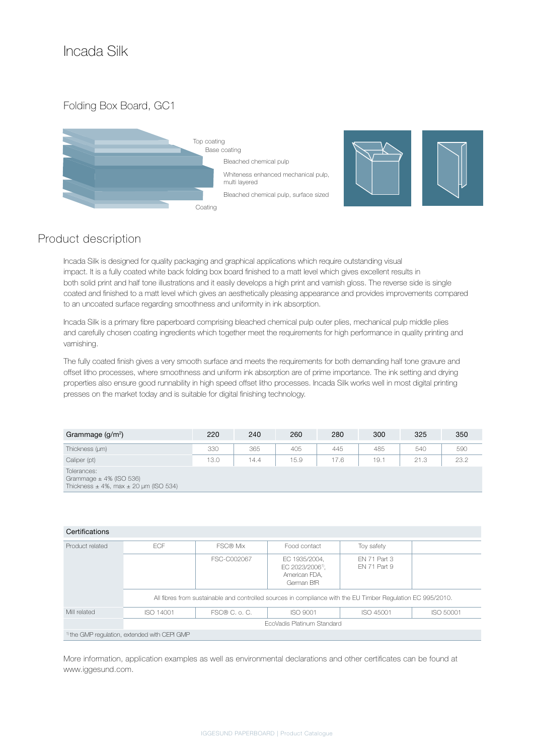# Incada Silk

## Folding Box Board, GC1

Top coating
Base coating
Bleached chemical pulp
Whiteness enhanced mechanical pulp, multi layered
Bleached chemical pulp, surface sized
Coating

## Product description

Incada Silk is designed for quality packaging and graphical applications which require outstanding visual impact. It is a fully coated white back folding box board finished to a matt level which gives excellent results in both solid print and half tone illustrations and it easily develops a high print and varnish gloss. The reverse side is single coated and finished to a matt level which gives an aesthetically pleasing appearance and provides improvements compared to an uncoated surface regarding smoothness and uniformity in ink absorption.

Incada Silk is a primary fibre paperboard comprising bleached chemical pulp outer plies, mechanical pulp middle plies and carefully chosen coating ingredients which together meet the requirements for high performance in quality printing and varnishing.

The fully coated finish gives a very smooth surface and meets the requirements for both demanding half tone gravure and offset litho processes, where smoothness and uniform ink absorption are of prime importance. The ink setting and drying properties also ensure good runnability in high speed offset litho processes. Incada Silk works well in most digital printing presses on the market today and is suitable for digital finishing technology.

| Grammage (g/m$^2$) | 220 | 240 | 260 | 280 | 300 | 325 | 350 |
|---|---|---|---|---|---|---|---|
| Thickness (µm) | 330 | 365 | 405 | 445 | 485 | 540 | 590 |
| Caliper (pt) | 13.0 | 14.4 | 15.9 | 17.6 | 19.1 | 21.3 | 23.2 |
| Tolerances: Grammage ± 4% (ISO 536) Thickness ± 4%, max ± 20 µm (ISO 534) | | | | | | | |

| Certifications | | | | | |
|---|---|---|---|---|---|
| Product related | ECF | FSC® Mix | Food contact | Toy safety | |
| | | FSC-C002067 | EC 1935/2004, EC 2023/2006[1], American FDA, German BfR | EN 71 Part 3 EN 71 Part 9 | |
| | All fibres from sustainable and controlled sources in compliance with the EU Timber Regulation EC 995/2010. | | | | |
| Mill related | ISO 14001 | FSC® C. o. C. | ISO 9001 | ISO 45001 | ISO 50001 |
| | EcoVadis Platinum Standard | | | | |
| [1] the GMP regulation, extended with CEPI GMP | | | | | |

More information, application examples as well as environmental declarations and other certificates can be found at www.iggesund.com.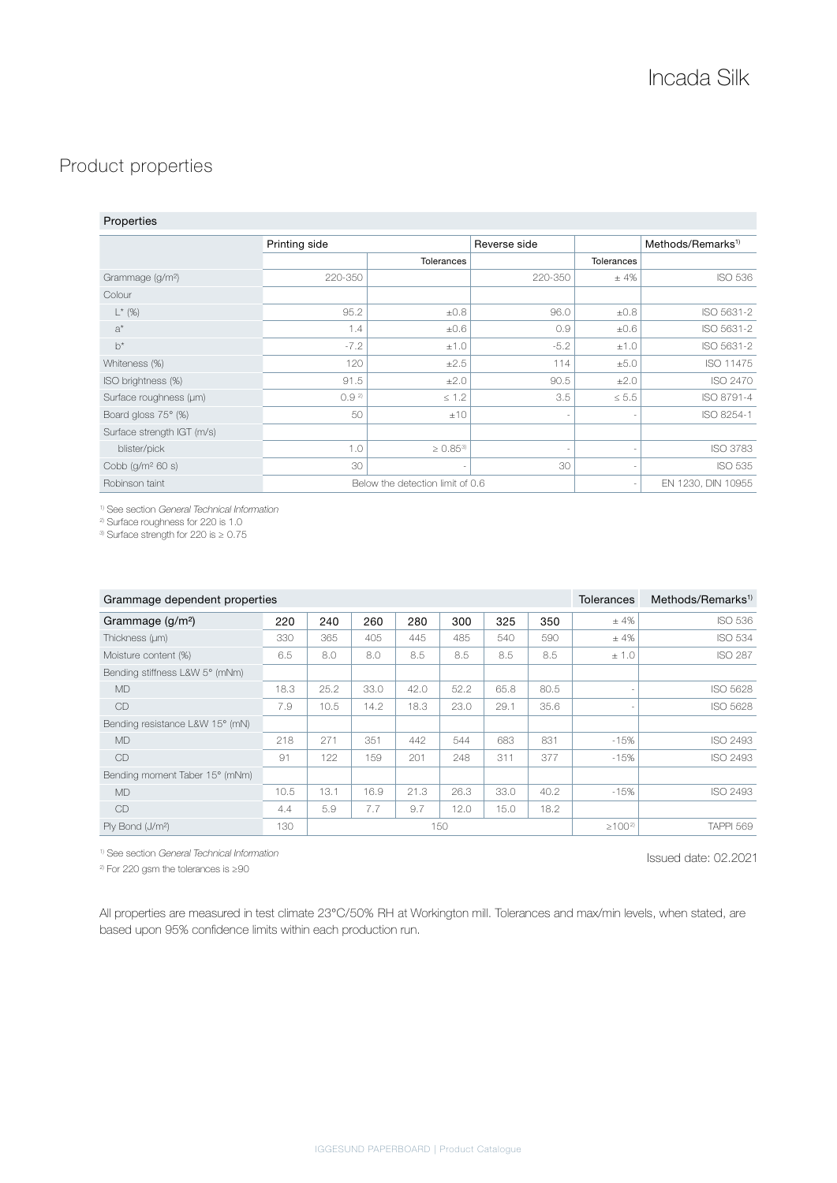# Incada Silk

## Product properties

| Properties | Printing side | | Reverse side | | Methods/Remarks[1] |
|---|---|---|---|---|---|
| | | Tolerances | | Tolerances | |
| Grammage (g/m²) | 220-350 | | 220-350 | ± 4% | ISO 536 |
| Colour | | | | | |
| L* (%) | 95.2 | ±0.8 | 96.0 | ±0.8 | ISO 5631-2 |
| a* | 1.4 | ±0.6 | 0.9 | ±0.6 | ISO 5631-2 |
| b* | -7.2 | ±1.0 | -5.2 | ±1.0 | ISO 5631-2 |
| Whiteness (%) | 120 | ±2.5 | 114 | ±5.0 | ISO 11475 |
| ISO brightness (%) | 91.5 | ±2.0 | 90.5 | ±2.0 | ISO 2470 |
| Surface roughness (µm) | 0.9 [2] | ≤ 1.2 | 3.5 | ≤ 5.5 | ISO 8791-4 |
| Board gloss 75° (%) | 50 | ±10 | - | - | ISO 8254-1 |
| Surface strength IGT (m/s) | | | | | |
| blister/pick | 1.0 | ≥ 0.85[3] | - | - | ISO 3783 |
| Cobb (g/m² 60 s) | 30 | - | 30 | - | ISO 535 |
| Robinson taint | Below the detection limit of 0.6 | | | - | EN 1230, DIN 10955 |

[1] See section *General Technical Information*
[2] Surface roughness for 220 is 1.0
[3] Surface strength for 220 is ≥ 0.75

| Grammage dependent properties | | | | | | | | Tolerances | Methods/Remarks[1] |
|---|---|---|---|---|---|---|---|---|---|
| Grammage (g/m²) | 220 | 240 | 260 | 280 | 300 | 325 | 350 | ± 4% | ISO 536 |
| Thickness (µm) | 330 | 365 | 405 | 445 | 485 | 540 | 590 | ± 4% | ISO 534 |
| Moisture content (%) | 6.5 | 8.0 | 8.0 | 8.5 | 8.5 | 8.5 | 8.5 | ± 1.0 | ISO 287 |
| Bending stiffness L&W 5° (mNm) | | | | | | | | | |
| MD | 18.3 | 25.2 | 33.0 | 42.0 | 52.2 | 65.8 | 80.5 | - | ISO 5628 |
| CD | 7.9 | 10.5 | 14.2 | 18.3 | 23.0 | 29.1 | 35.6 | - | ISO 5628 |
| Bending resistance L&W 15° (mN) | | | | | | | | | |
| MD | 218 | 271 | 351 | 442 | 544 | 683 | 831 | -15% | ISO 2493 |
| CD | 91 | 122 | 159 | 201 | 248 | 311 | 377 | -15% | ISO 2493 |
| Bending moment Taber 15° (mNm) | | | | | | | | | |
| MD | 10.5 | 13.1 | 16.9 | 21.3 | 26.3 | 33.0 | 40.2 | -15% | ISO 2493 |
| CD | 4.4 | 5.9 | 7.7 | 9.7 | 12.0 | 15.0 | 18.2 | | |
| Ply Bond (J/m²) | 130 | 150 | | | | | | ≥100[2] | TAPPI 569 |

[1] See section *General Technical Information*
[2] For 220 gsm the tolerances is ≥90

Issued date: 02.2021

All properties are measured in test climate 23°C/50% RH at Workington mill. Tolerances and max/min levels, when stated, are based upon 95% confidence limits within each production run.